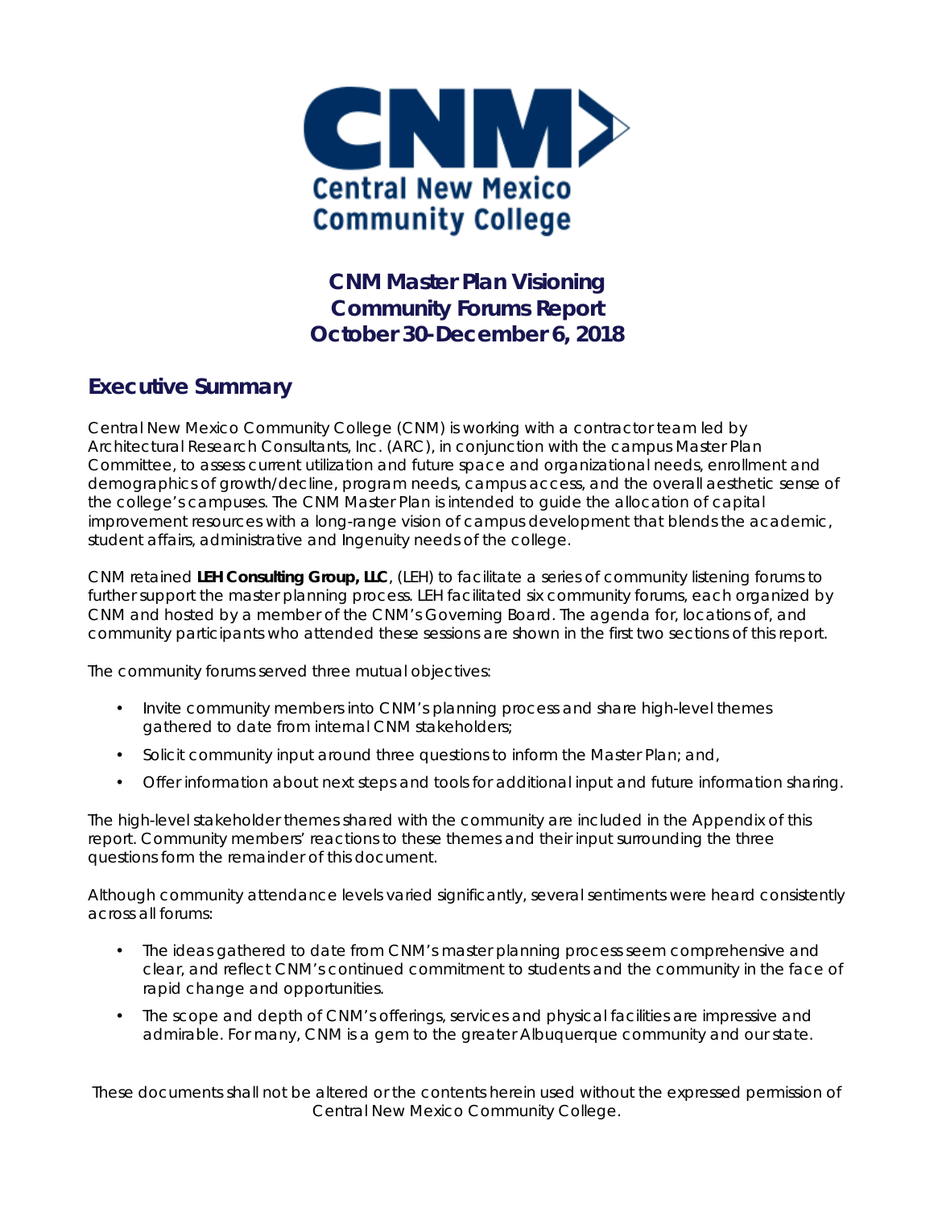# CNM Master Plan Visioning Community Forums Report October 30-December 6, 2018

## Executive Summary

Central New Mexico Community College (CNM) is working with a contractor team led by Architectural Research Consultants, Inc. (ARC), in conjunction with the campus Master Plan Committee, to assess current utilization and future space and organizational needs, enrollment and demographics of growth/decline, program needs, campus access, and the overall aesthetic sense of the college's campuses. The CNM Master Plan is intended to guide the allocation of capital improvement resources with a long-range vision of campus development that blends the academic, student affairs, administrative and Ingenuity needs of the college.

CNM retained **LEH Consulting Group, LLC**, (LEH) to facilitate a series of community listening forums to further support the master planning process. LEH facilitated six community forums, each organized by CNM and hosted by a member of the CNM's Governing Board. The agenda for, locations of, and community participants who attended these sessions are shown in the first two sections of this report.

The community forums served three mutual objectives:

- Invite community members into CNM's planning process and share high-level themes gathered to date from internal CNM stakeholders;
- Solicit community input around three questions to inform the Master Plan; and,
- Offer information about next steps and tools for additional input and future information sharing.

The high-level stakeholder themes shared with the community are included in the Appendix of this report. Community members' reactions to these themes and their input surrounding the three questions form the remainder of this document.

Although community attendance levels varied significantly, several sentiments were heard consistently across all forums:

- The ideas gathered to date from CNM's master planning process seem comprehensive and clear, and reflect CNM's continued commitment to students and the community in the face of rapid change and opportunities.
- The scope and depth of CNM's offerings, services and physical facilities are impressive and admirable. For many, CNM is a gem to the greater Albuquerque community and our state.

These documents shall not be altered or the contents herein used without the expressed permission of Central New Mexico Community College.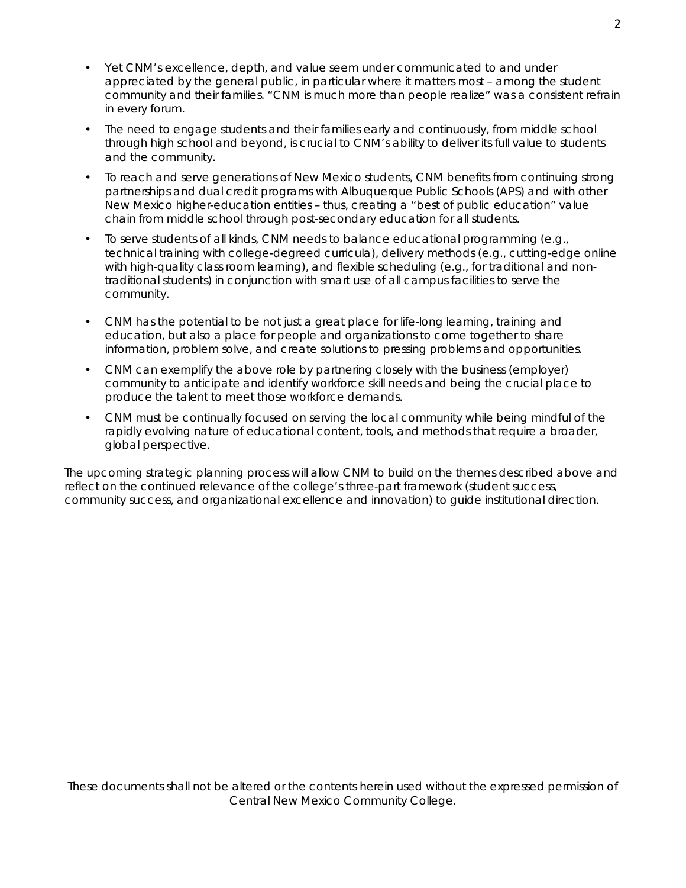- Yet CNM's excellence, depth, and value seem under communicated to and under appreciated by the general public, in particular where it matters most – among the student community and their families. "CNM is much more than people realize" was a consistent refrain in every forum.
- The need to engage students and their families early and continuously, from middle school through high school and beyond, is crucial to CNM's ability to deliver its full value to students and the community.
- To reach and serve generations of New Mexico students, CNM benefits from continuing strong partnerships and dual credit programs with Albuquerque Public Schools (APS) and with other New Mexico higher-education entities – thus, creating a "best of public education" value chain from middle school through post-secondary education for all students.
- To serve students of all kinds, CNM needs to balance educational programming (e.g., technical training with college-degreed curricula), delivery methods (e.g., cutting-edge online with high-quality class room learning), and flexible scheduling (e.g., for traditional and non-traditional students) in conjunction with smart use of all campus facilities to serve the community.
- CNM has the potential to be not just a great place for life-long learning, training and education, but also a place for people and organizations to come together to share information, problem solve, and create solutions to pressing problems and opportunities.
- CNM can exemplify the above role by partnering closely with the business (employer) community to anticipate and identify workforce skill needs and being the crucial place to produce the talent to meet those workforce demands.
- CNM must be continually focused on serving the local community while being mindful of the rapidly evolving nature of educational content, tools, and methods that require a broader, global perspective.

The upcoming strategic planning process will allow CNM to build on the themes described above and reflect on the continued relevance of the college's three-part framework (student success, community success, and organizational excellence and innovation) to guide institutional direction.

These documents shall not be altered or the contents herein used without the expressed permission of Central New Mexico Community College.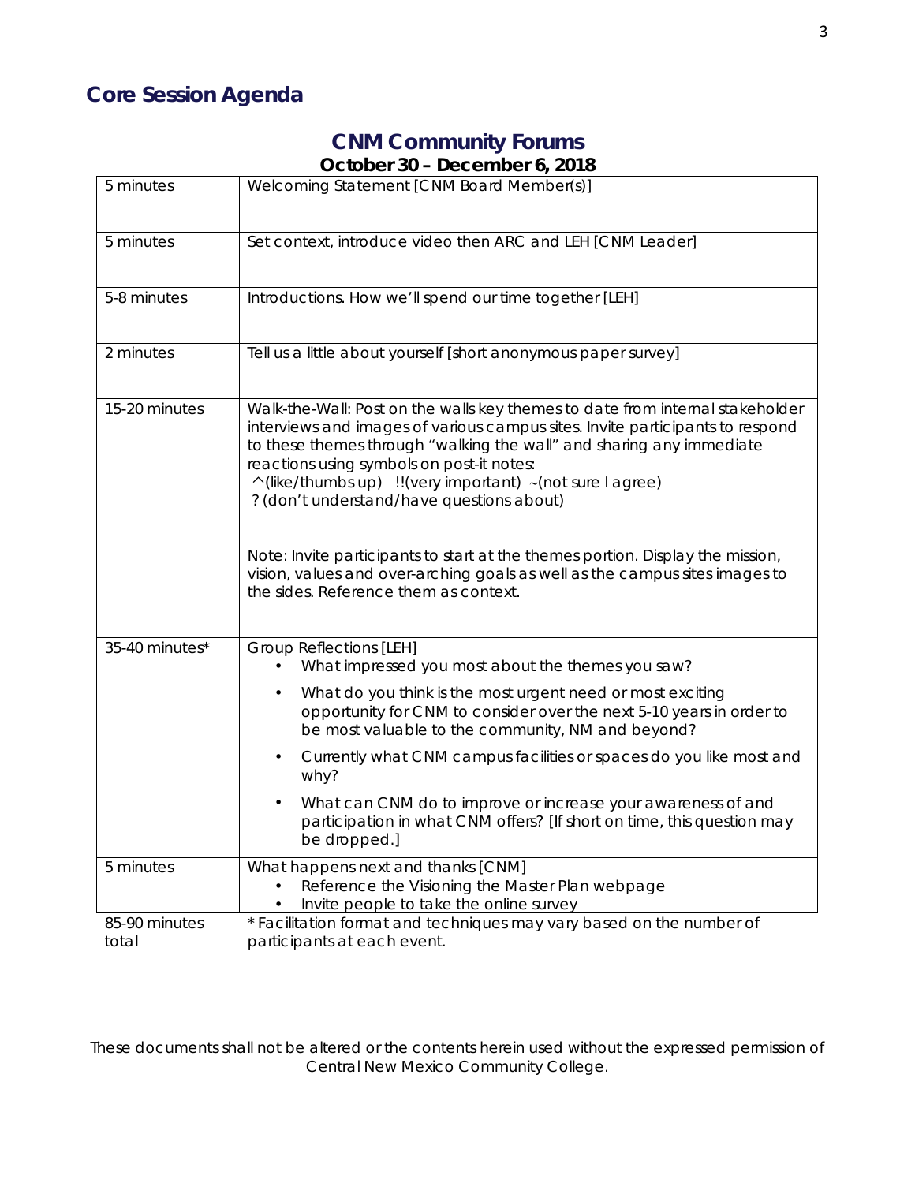## Core Session Agenda

### CNM Community Forums
**October 30 – December 6, 2018**

| | |
|---|---|
| 5 minutes | Welcoming Statement [CNM Board Member(s)] |
| 5 minutes | Set context, introduce video then ARC and LEH [CNM Leader] |
| 5-8 minutes | Introductions. How we'll spend our time together [LEH] |
| 2 minutes | Tell us a little about yourself [short anonymous paper survey] |
| 15-20 minutes | Walk-the-Wall: Post on the walls key themes to date from internal stakeholder interviews and images of various campus sites. Invite participants to respond to these themes through "walking the wall" and sharing any immediate reactions using symbols on post-it notes:<br>^(like/thumbs up) !!(very important) ~(not sure I agree)<br>? (don't understand/have questions about)<br><br>Note: Invite participants to start at the themes portion. Display the mission, vision, values and over-arching goals as well as the campus sites images to the sides. Reference them as context. |
| 35-40 minutes* | Group Reflections [LEH]<br>• What impressed you most about the themes you saw?<br>• What do you think is the most urgent need or most exciting opportunity for CNM to consider over the next 5-10 years in order to be most valuable to the community, NM and beyond?<br>• Currently what CNM campus facilities or spaces do you like most and why?<br>• What can CNM do to improve or increase your awareness of and participation in what CNM offers? [If short on time, this question may be dropped.] |
| 5 minutes | What happens next and thanks [CNM]<br>• Reference the Visioning the Master Plan webpage<br>• Invite people to take the online survey |
| 85-90 minutes total | * Facilitation format and techniques may vary based on the number of participants at each event. |

These documents shall not be altered or the contents herein used without the expressed permission of Central New Mexico Community College.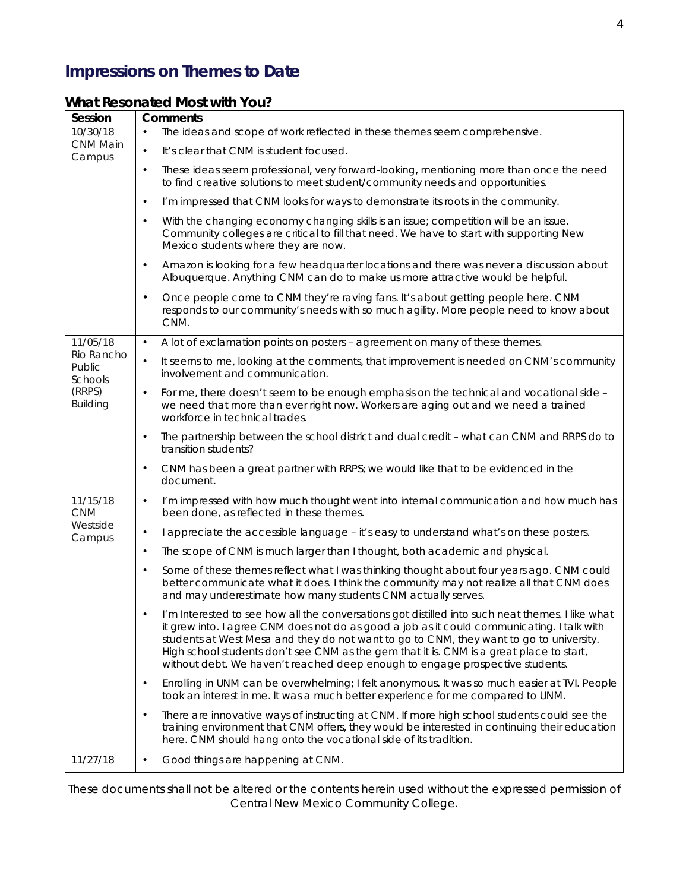# Impressions on Themes to Date

## What Resonated Most with You?

| Session | Comments |
|---|---|
| 10/30/18 CNM Main Campus | • The ideas and scope of work reflected in these themes seem comprehensive. |
| | • It's clear that CNM is student focused. |
| | • These ideas seem professional, very forward-looking, mentioning more than once the need to find creative solutions to meet student/community needs and opportunities. |
| | • I'm impressed that CNM looks for ways to demonstrate its roots in the community. |
| | • With the changing economy changing skills is an issue; competition will be an issue. Community colleges are critical to fill that need. We have to start with supporting New Mexico students where they are now. |
| | • Amazon is looking for a few headquarter locations and there was never a discussion about Albuquerque. Anything CNM can do to make us more attractive would be helpful. |
| | • Once people come to CNM they're raving fans. It's about getting people here. CNM responds to our community's needs with so much agility. More people need to know about CNM. |
| 11/05/18 Rio Rancho Public Schools (RRPS) Building | • A lot of exclamation points on posters – agreement on many of these themes. |
| | • It seems to me, looking at the comments, that improvement is needed on CNM's community involvement and communication. |
| | • For me, there doesn't seem to be enough emphasis on the technical and vocational side – we need that more than ever right now. Workers are aging out and we need a trained workforce in technical trades. |
| | • The partnership between the school district and dual credit – what can CNM and RRPS do to transition students? |
| | • CNM has been a great partner with RRPS; we would like that to be evidenced in the document. |
| 11/15/18 CNM Westside Campus | • I'm impressed with how much thought went into internal communication and how much has been done, as reflected in these themes. |
| | • I appreciate the accessible language – it's easy to understand what's on these posters. |
| | • The scope of CNM is much larger than I thought, both academic and physical. |
| | • Some of these themes reflect what I was thinking thought about four years ago. CNM could better communicate what it does. I think the community may not realize all that CNM does and may underestimate how many students CNM actually serves. |
| | • I'm Interested to see how all the conversations got distilled into such neat themes. I like what it grew into. I agree CNM does not do as good a job as it could communicating. I talk with students at West Mesa and they do not want to go to CNM, they want to go to university. High school students don't see CNM as the gem that it is. CNM is a great place to start, without debt. We haven't reached deep enough to engage prospective students. |
| | • Enrolling in UNM can be overwhelming; I felt anonymous. It was so much easier at TVI. People took an interest in me. It was a much better experience for me compared to UNM. |
| | • There are innovative ways of instructing at CNM. If more high school students could see the training environment that CNM offers, they would be interested in continuing their education here. CNM should hang onto the vocational side of its tradition. |
| 11/27/18 | • Good things are happening at CNM. |

These documents shall not be altered or the contents herein used without the expressed permission of Central New Mexico Community College.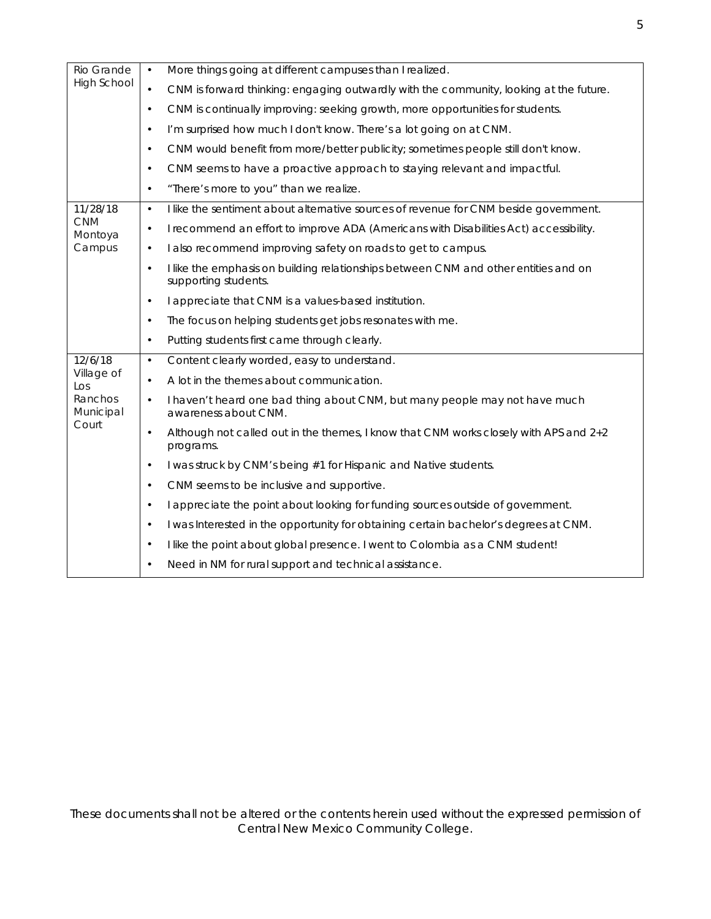| | |
|---|---|
| Rio Grande High School | • More things going at different campuses than I realized.<br>• CNM is forward thinking: engaging outwardly with the community, looking at the future.<br>• CNM is continually improving: seeking growth, more opportunities for students.<br>• I'm surprised how much I don't know. There's a lot going on at CNM.<br>• CNM would benefit from more/better publicity; sometimes people still don't know.<br>• CNM seems to have a proactive approach to staying relevant and impactful.<br>• "There's more to you" than we realize. |
| 11/28/18 CNM Montoya Campus | • I like the sentiment about alternative sources of revenue for CNM beside government.<br>• I recommend an effort to improve ADA (Americans with Disabilities Act) accessibility.<br>• I also recommend improving safety on roads to get to campus.<br>• I like the emphasis on building relationships between CNM and other entities and on supporting students.<br>• I appreciate that CNM is a values-based institution.<br>• The focus on helping students get jobs resonates with me.<br>• Putting students first came through clearly. |
| 12/6/18 Village of Los Ranchos Municipal Court | • Content clearly worded, easy to understand.<br>• A lot in the themes about communication.<br>• I haven't heard one bad thing about CNM, but many people may not have much awareness about CNM.<br>• Although not called out in the themes, I know that CNM works closely with APS and 2+2 programs.<br>• I was struck by CNM's being #1 for Hispanic and Native students.<br>• CNM seems to be inclusive and supportive.<br>• I appreciate the point about looking for funding sources outside of government.<br>• I was Interested in the opportunity for obtaining certain bachelor's degrees at CNM.<br>• I like the point about global presence. I went to Colombia as a CNM student!<br>• Need in NM for rural support and technical assistance. |

These documents shall not be altered or the contents herein used without the expressed permission of Central New Mexico Community College.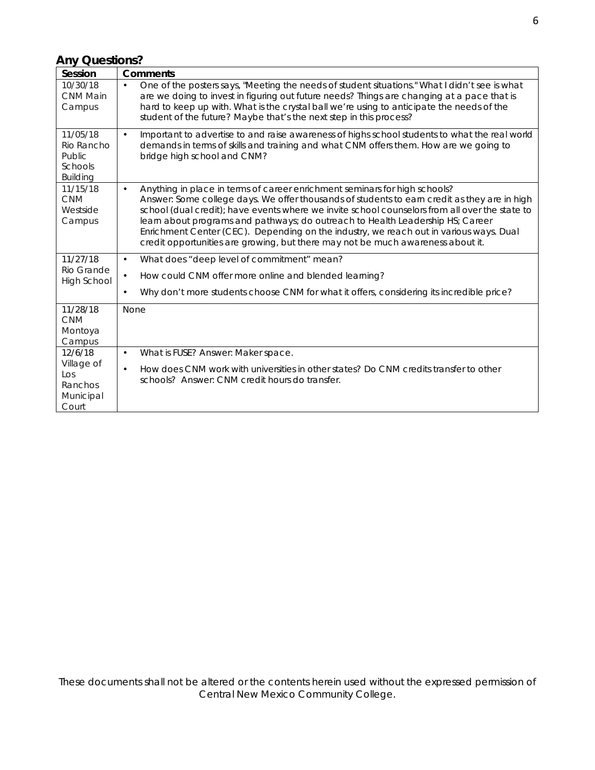## Any Questions?

| Session | Comments |
|---|---|
| 10/30/18 CNM Main Campus | • One of the posters says, "Meeting the needs of student situations." What I didn't see is what are we doing to invest in figuring out future needs? Things are changing at a pace that is hard to keep up with. What is the crystal ball we're using to anticipate the needs of the student of the future? Maybe that's the next step in this process? |
| 11/05/18 Rio Rancho Public Schools Building | • Important to advertise to and raise awareness of highs school students to what the real world demands in terms of skills and training and what CNM offers them. How are we going to bridge high school and CNM? |
| 11/15/18 CNM Westside Campus | • Anything in place in terms of career enrichment seminars for high schools? Answer: Some college days. We offer thousands of students to earn credit as they are in high school (dual credit); have events where we invite school counselors from all over the state to learn about programs and pathways; do outreach to Health Leadership HS; Career Enrichment Center (CEC). Depending on the industry, we reach out in various ways. Dual credit opportunities are growing, but there may not be much awareness about it. |
| 11/27/18 Rio Grande High School | • What does "deep level of commitment" mean?<br>• How could CNM offer more online and blended learning?<br>• Why don't more students choose CNM for what it offers, considering its incredible price? |
| 11/28/18 CNM Montoya Campus | None |
| 12/6/18 Village of Los Ranchos Municipal Court | • What is FUSE? Answer: Maker space.<br>• How does CNM work with universities in other states? Do CNM credits transfer to other schools? Answer: CNM credit hours do transfer. |

These documents shall not be altered or the contents herein used without the expressed permission of Central New Mexico Community College.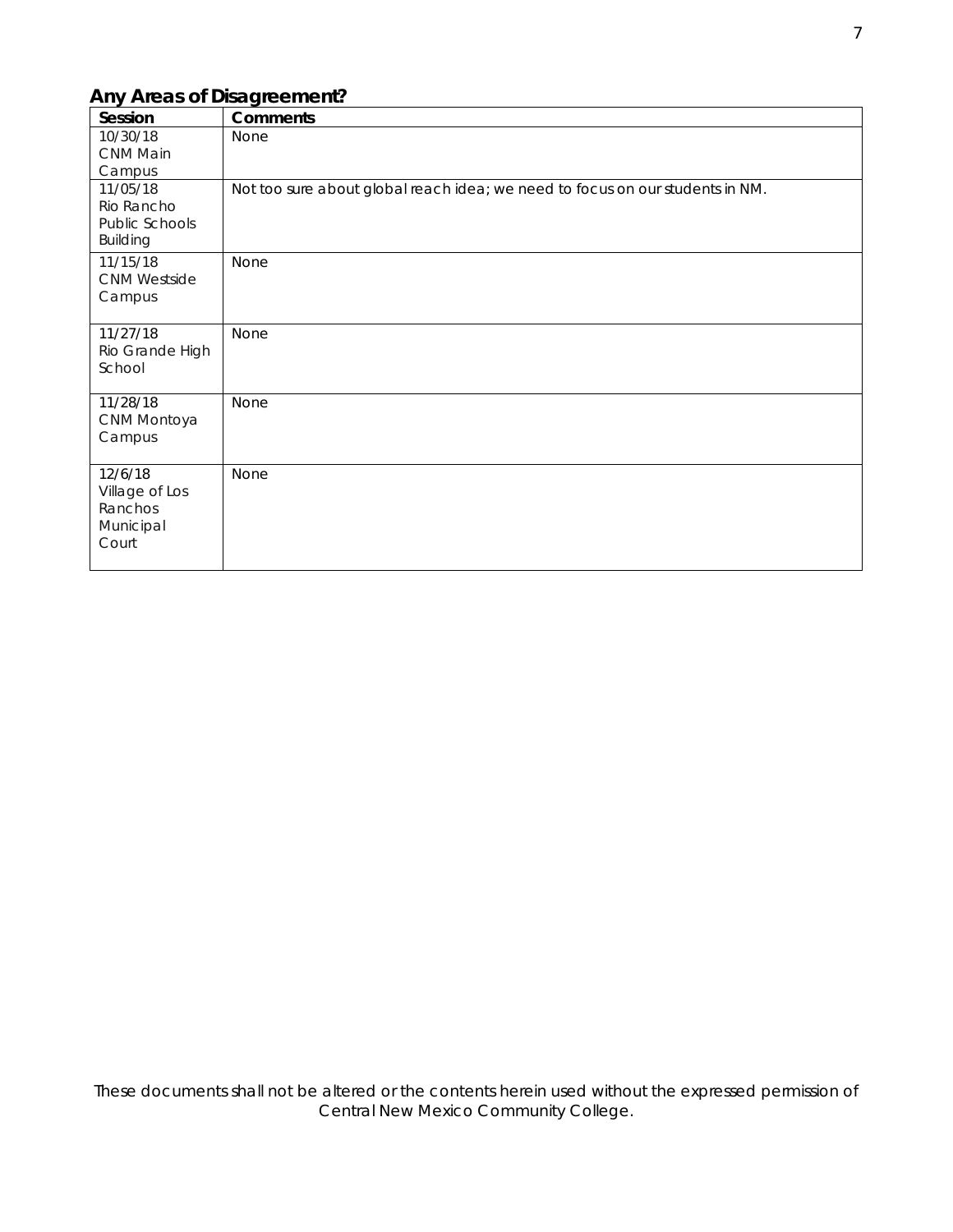## Any Areas of Disagreement?

| Session | Comments |
|---|---|
| 10/30/18 CNM Main Campus | None |
| 11/05/18 Rio Rancho Public Schools Building | Not too sure about global reach idea; we need to focus on our students in NM. |
| 11/15/18 CNM Westside Campus | None |
| 11/27/18 Rio Grande High School | None |
| 11/28/18 CNM Montoya Campus | None |
| 12/6/18 Village of Los Ranchos Municipal Court | None |

These documents shall not be altered or the contents herein used without the expressed permission of Central New Mexico Community College.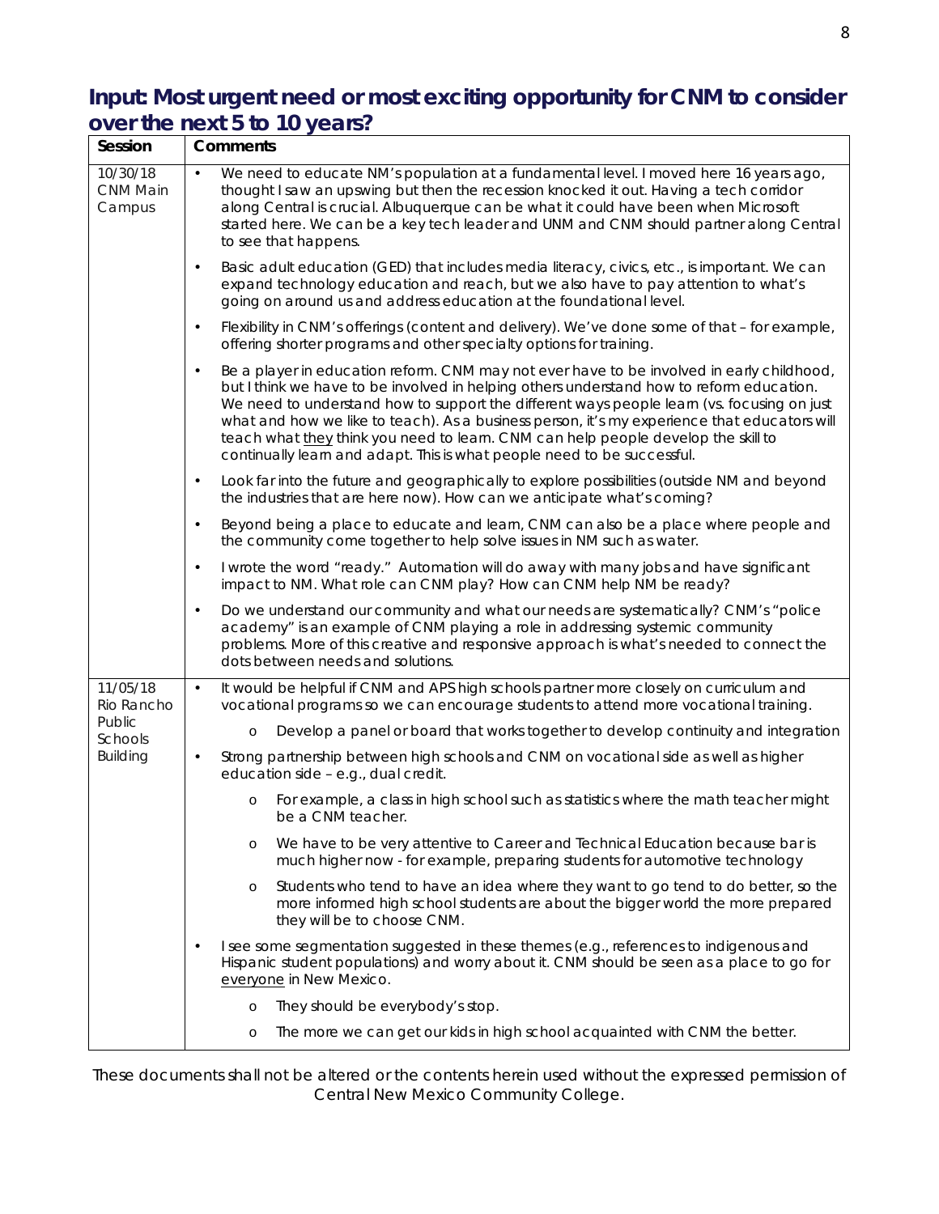## Input: Most urgent need or most exciting opportunity for CNM to consider over the next 5 to 10 years?

| Session | Comments |
|---|---|
| 10/30/18 CNM Main Campus | • We need to educate NM's population at a fundamental level. I moved here 16 years ago, thought I saw an upswing but then the recession knocked it out. Having a tech corridor along Central is crucial. Albuquerque can be what it could have been when Microsoft started here. We can be a key tech leader and UNM and CNM should partner along Central to see that happens. |
| | • Basic adult education (GED) that includes media literacy, civics, etc., is important. We can expand technology education and reach, but we also have to pay attention to what's going on around us and address education at the foundational level. |
| | • Flexibility in CNM's offerings (content and delivery). We've done some of that – for example, offering shorter programs and other specialty options for training. |
| | • Be a player in education reform. CNM may not ever have to be involved in early childhood, but I think we have to be involved in helping others understand how to reform education. We need to understand how to support the different ways people learn (vs. focusing on just what and how we like to teach). As a business person, it's my experience that educators will teach what <u>they</u> think you need to learn. CNM can help people develop the skill to continually learn and adapt. This is what people need to be successful. |
| | • Look far into the future and geographically to explore possibilities (outside NM and beyond the industries that are here now). How can we anticipate what's coming? |
| | • Beyond being a place to educate and learn, CNM can also be a place where people and the community come together to help solve issues in NM such as water. |
| | • I wrote the word "ready." Automation will do away with many jobs and have significant impact to NM. What role can CNM play? How can CNM help NM be ready? |
| | • Do we understand our community and what our needs are systematically? CNM's "police academy" is an example of CNM playing a role in addressing systemic community problems. More of this creative and responsive approach is what's needed to connect the dots between needs and solutions. |
| 11/05/18 Rio Rancho Public Schools Building | • It would be helpful if CNM and APS high schools partner more closely on curriculum and vocational programs so we can encourage students to attend more vocational training. |
| | ○ Develop a panel or board that works together to develop continuity and integration |
| | • Strong partnership between high schools and CNM on vocational side as well as higher education side – e.g., dual credit. |
| | ○ For example, a class in high school such as statistics where the math teacher might be a CNM teacher. |
| | ○ We have to be very attentive to Career and Technical Education because bar is much higher now - for example, preparing students for automotive technology |
| | ○ Students who tend to have an idea where they want to go tend to do better, so the more informed high school students are about the bigger world the more prepared they will be to choose CNM. |
| | • I see some segmentation suggested in these themes (e.g., references to indigenous and Hispanic student populations) and worry about it. CNM should be seen as a place to go for <u>everyone</u> in New Mexico. |
| | ○ They should be everybody's stop. |
| | ○ The more we can get our kids in high school acquainted with CNM the better. |

These documents shall not be altered or the contents herein used without the expressed permission of Central New Mexico Community College.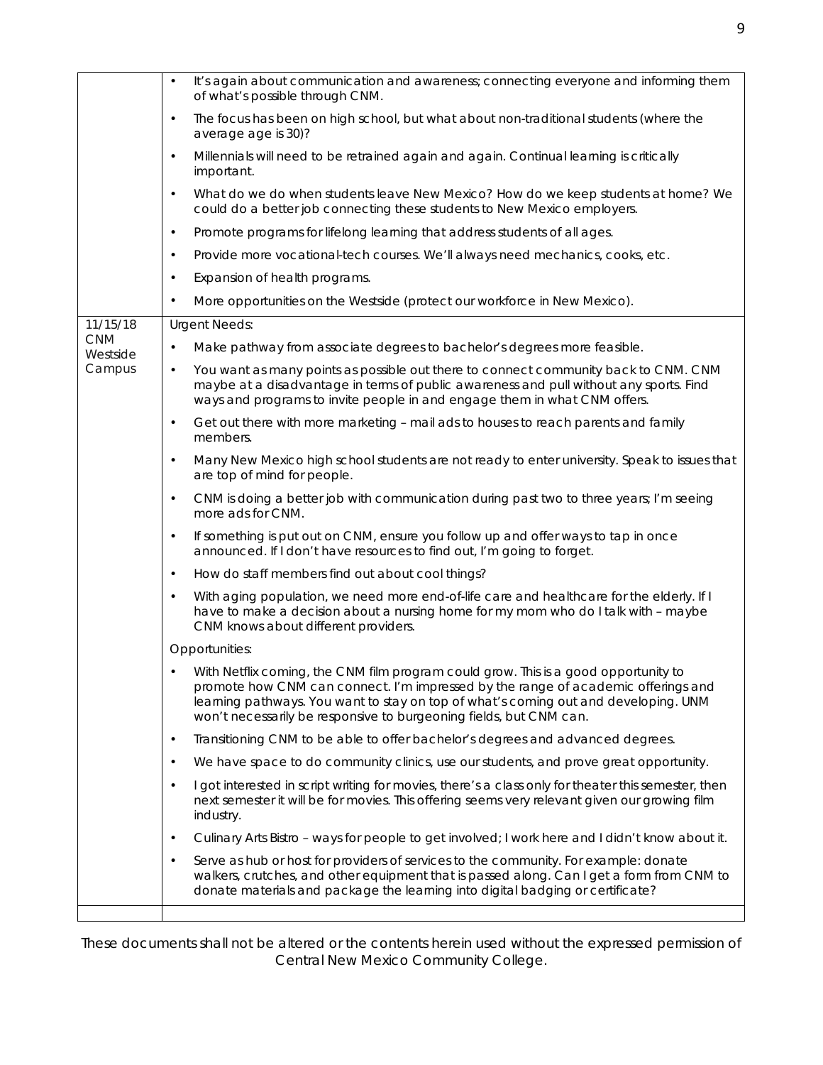| | |
|---|---|
| | • It's again about communication and awareness; connecting everyone and informing them of what's possible through CNM.<br>• The focus has been on high school, but what about non-traditional students (where the average age is 30)?<br>• Millennials will need to be retrained again and again. Continual learning is critically important.<br>• What do we do when students leave New Mexico? How do we keep students at home? We could do a better job connecting these students to New Mexico employers.<br>• Promote programs for lifelong learning that address students of all ages.<br>• Provide more vocational-tech courses. We'll always need mechanics, cooks, etc.<br>• Expansion of health programs.<br>• More opportunities on the Westside (protect our workforce in New Mexico). |
| 11/15/18<br>CNM Westside Campus | Urgent Needs:<br>• Make pathway from associate degrees to bachelor's degrees more feasible.<br>• You want as many points as possible out there to connect community back to CNM. CNM maybe at a disadvantage in terms of public awareness and pull without any sports. Find ways and programs to invite people in and engage them in what CNM offers.<br>• Get out there with more marketing – mail ads to houses to reach parents and family members.<br>• Many New Mexico high school students are not ready to enter university. Speak to issues that are top of mind for people.<br>• CNM is doing a better job with communication during past two to three years; I'm seeing more ads for CNM.<br>• If something is put out on CNM, ensure you follow up and offer ways to tap in once announced. If I don't have resources to find out, I'm going to forget.<br>• How do staff members find out about cool things?<br>• With aging population, we need more end-of-life care and healthcare for the elderly. If I have to make a decision about a nursing home for my mom who do I talk with – maybe CNM knows about different providers.<br><br>Opportunities:<br>• With Netflix coming, the CNM film program could grow. This is a good opportunity to promote how CNM can connect. I'm impressed by the range of academic offerings and learning pathways. You want to stay on top of what's coming out and developing. UNM won't necessarily be responsive to burgeoning fields, but CNM can.<br>• Transitioning CNM to be able to offer bachelor's degrees and advanced degrees.<br>• We have space to do community clinics, use our students, and prove great opportunity.<br>• I got interested in script writing for movies, there's a class only for theater this semester, then next semester it will be for movies. This offering seems very relevant given our growing film industry.<br>• Culinary Arts Bistro – ways for people to get involved; I work here and I didn't know about it.<br>• Serve as hub or host for providers of services to the community. For example: donate walkers, crutches, and other equipment that is passed along. Can I get a form from CNM to donate materials and package the learning into digital badging or certificate? |
| | |

These documents shall not be altered or the contents herein used without the expressed permission of Central New Mexico Community College.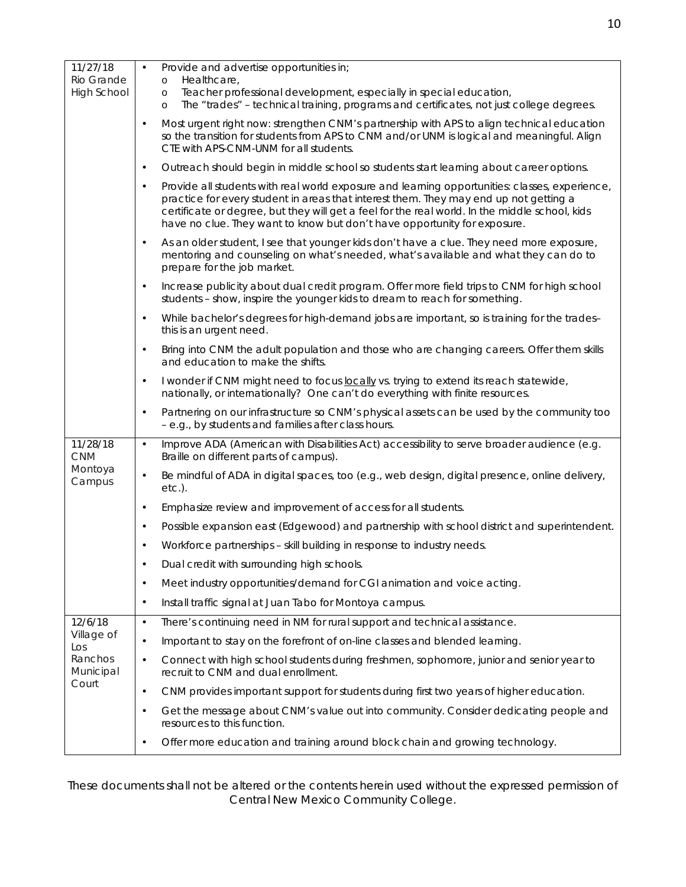| | |
|---|---|
| 11/27/18 Rio Grande High School | • Provide and advertise opportunities in;<br>o Healthcare,<br>o Teacher professional development, especially in special education,<br>o The "trades" – technical training, programs and certificates, not just college degrees.<br>• Most urgent right now: strengthen CNM's partnership with APS to align technical education so the transition for students from APS to CNM and/or UNM is logical and meaningful. Align CTE with APS-CNM-UNM for all students.<br>• Outreach should begin in middle school so students start learning about career options.<br>• Provide all students with real world exposure and learning opportunities: classes, experience, practice for every student in areas that interest them. They may end up not getting a certificate or degree, but they will get a feel for the real world. In the middle school, kids have no clue. They want to know but don't have opportunity for exposure.<br>• As an older student, I see that younger kids don't have a clue. They need more exposure, mentoring and counseling on what's needed, what's available and what they can do to prepare for the job market.<br>• Increase publicity about dual credit program. Offer more field trips to CNM for high school students – show, inspire the younger kids to dream to reach for something.<br>• While bachelor's degrees for high-demand jobs are important, so is training for the trades– this is an urgent need.<br>• Bring into CNM the adult population and those who are changing careers. Offer them skills and education to make the shifts.<br>• I wonder if CNM might need to focus <u>locally</u> vs. trying to extend its reach statewide, nationally, or internationally? One can't do everything with finite resources.<br>• Partnering on our infrastructure so CNM's physical assets can be used by the community too – e.g., by students and families after class hours. |
| 11/28/18 CNM Montoya Campus | • Improve ADA (American with Disabilities Act) accessibility to serve broader audience (e.g. Braille on different parts of campus).<br>• Be mindful of ADA in digital spaces, too (e.g., web design, digital presence, online delivery, etc.).<br>• Emphasize review and improvement of access for all students.<br>• Possible expansion east (Edgewood) and partnership with school district and superintendent.<br>• Workforce partnerships – skill building in response to industry needs.<br>• Dual credit with surrounding high schools.<br>• Meet industry opportunities/demand for CGI animation and voice acting.<br>• Install traffic signal at Juan Tabo for Montoya campus. |
| 12/6/18 Village of Los Ranchos Municipal Court | • There's continuing need in NM for rural support and technical assistance.<br>• Important to stay on the forefront of on-line classes and blended learning.<br>• Connect with high school students during freshmen, sophomore, junior and senior year to recruit to CNM and dual enrollment.<br>• CNM provides important support for students during first two years of higher education.<br>• Get the message about CNM's value out into community. Consider dedicating people and resources to this function.<br>• Offer more education and training around block chain and growing technology. |

*These documents shall not be altered or the contents herein used without the expressed permission of Central New Mexico Community College.*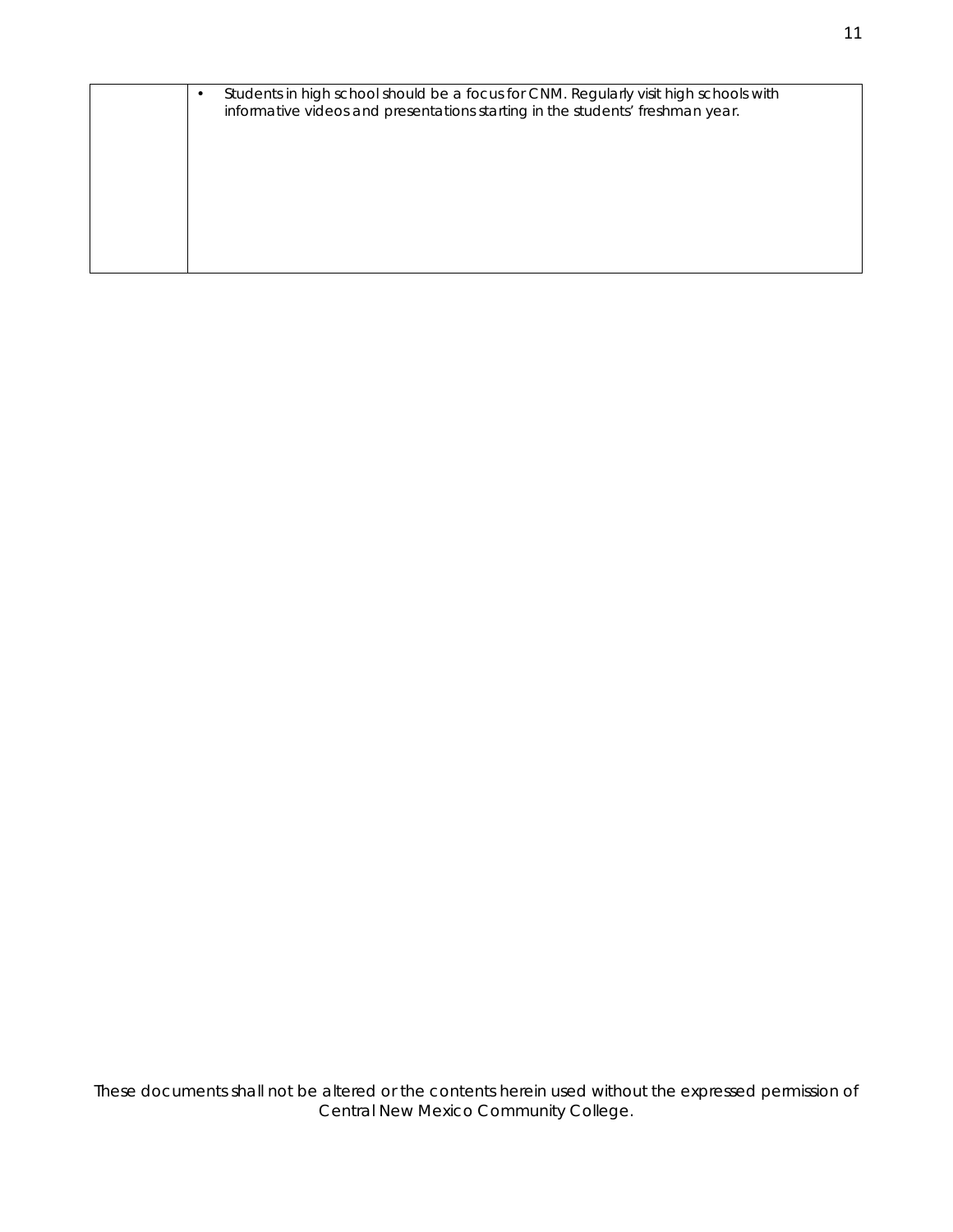| | |
|---|---|
| | • Students in high school should be a focus for CNM. Regularly visit high schools with informative videos and presentations starting in the students' freshman year. |

These documents shall not be altered or the contents herein used without the expressed permission of Central New Mexico Community College.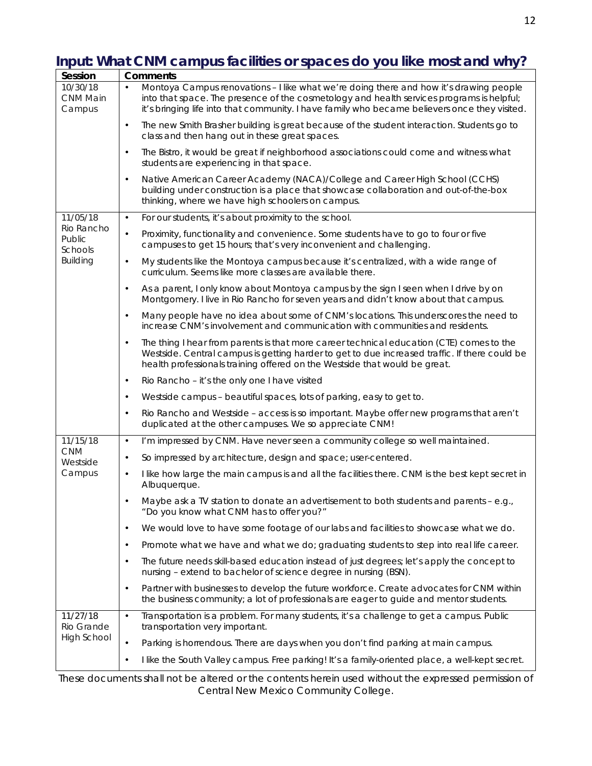# Input: What CNM campus facilities or spaces do you like most and why?

| Session | Comments |
|---|---|
| 10/30/18 CNM Main Campus | • Montoya Campus renovations – I like what we're doing there and how it's drawing people into that space. The presence of the cosmetology and health services programs is helpful; it's bringing life into that community. I have family who became believers once they visited. |
| | • The new Smith Brasher building is great because of the student interaction. Students go to class and then hang out in these great spaces. |
| | • The Bistro, it would be great if neighborhood associations could come and witness what students are experiencing in that space. |
| | • Native American Career Academy (NACA)/College and Career High School (CCHS) building under construction is a place that showcase collaboration and out-of-the-box thinking, where we have high schoolers on campus. |
| 11/05/18 Rio Rancho Public Schools Building | • For our students, it's about proximity to the school. |
| | • Proximity, functionality and convenience. Some students have to go to four or five campuses to get 15 hours; that's very inconvenient and challenging. |
| | • My students like the Montoya campus because it's centralized, with a wide range of curriculum. Seems like more classes are available there. |
| | • As a parent, I only know about Montoya campus by the sign I seen when I drive by on Montgomery. I live in Rio Rancho for seven years and didn't know about that campus. |
| | • Many people have no idea about some of CNM's locations. This underscores the need to increase CNM's involvement and communication with communities and residents. |
| | • The thing I hear from parents is that more career technical education (CTE) comes to the Westside. Central campus is getting harder to get to due increased traffic. If there could be health professionals training offered on the Westside that would be great. |
| | • Rio Rancho – it's the only one I have visited |
| | • Westside campus – beautiful spaces, lots of parking, easy to get to. |
| | • Rio Rancho and Westside – access is so important. Maybe offer new programs that aren't duplicated at the other campuses. We so appreciate CNM! |
| 11/15/18 CNM Westside Campus | • I'm impressed by CNM. Have never seen a community college so well maintained. |
| | • So impressed by architecture, design and space; user-centered. |
| | • I like how large the main campus is and all the facilities there. CNM is the best kept secret in Albuquerque. |
| | • Maybe ask a TV station to donate an advertisement to both students and parents – e.g., "Do you know what CNM has to offer you?" |
| | • We would love to have some footage of our labs and facilities to showcase what we do. |
| | • Promote what we have and what we do; graduating students to step into real life career. |
| | • The future needs skill-based education instead of just degrees; let's apply the concept to nursing – extend to bachelor of science degree in nursing (BSN). |
| | • Partner with businesses to develop the future workforce. Create advocates for CNM within the business community; a lot of professionals are eager to guide and mentor students. |
| 11/27/18 Rio Grande High School | • Transportation is a problem. For many students, it's a challenge to get a campus. Public transportation very important. |
| | • Parking is horrendous. There are days when you don't find parking at main campus. |
| | • I like the South Valley campus. Free parking! It's a family-oriented place, a well-kept secret. |

These documents shall not be altered or the contents herein used without the expressed permission of Central New Mexico Community College.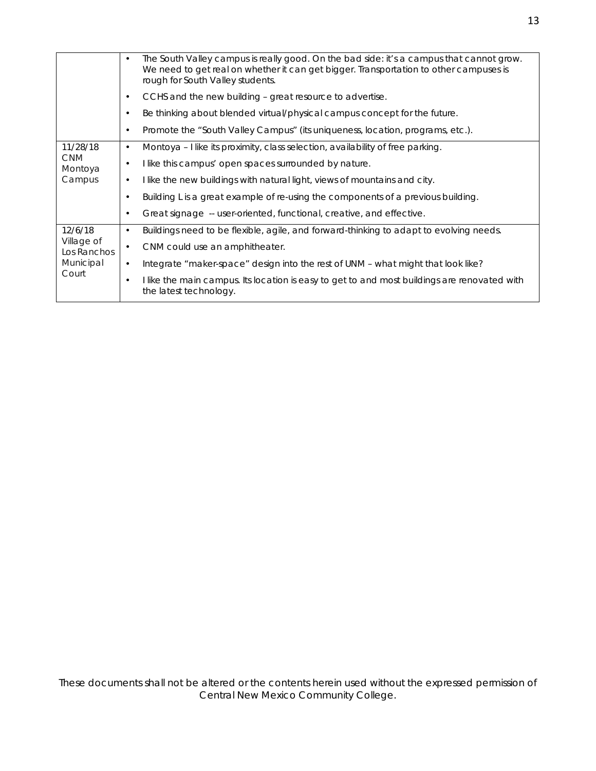| | |
|---|---|
| | • The South Valley campus is really good. On the bad side: it's a campus that cannot grow. We need to get real on whether it can get bigger. Transportation to other campuses is rough for South Valley students.<br>• CCHS and the new building – great resource to advertise.<br>• Be thinking about blended virtual/physical campus concept for the future.<br>• Promote the "South Valley Campus" (its uniqueness, location, programs, etc.). |
| 11/28/18 CNM Montoya Campus | • Montoya – I like its proximity, class selection, availability of free parking.<br>• I like this campus' open spaces surrounded by nature.<br>• I like the new buildings with natural light, views of mountains and city.<br>• Building L is a great example of re-using the components of a previous building.<br>• Great signage -- user-oriented, functional, creative, and effective. |
| 12/6/18 Village of Los Ranchos Municipal Court | • Buildings need to be flexible, agile, and forward-thinking to adapt to evolving needs.<br>• CNM could use an amphitheater.<br>• Integrate "maker-space" design into the rest of UNM – what might that look like?<br>• I like the main campus. Its location is easy to get to and most buildings are renovated with the latest technology. |

These documents shall not be altered or the contents herein used without the expressed permission of Central New Mexico Community College.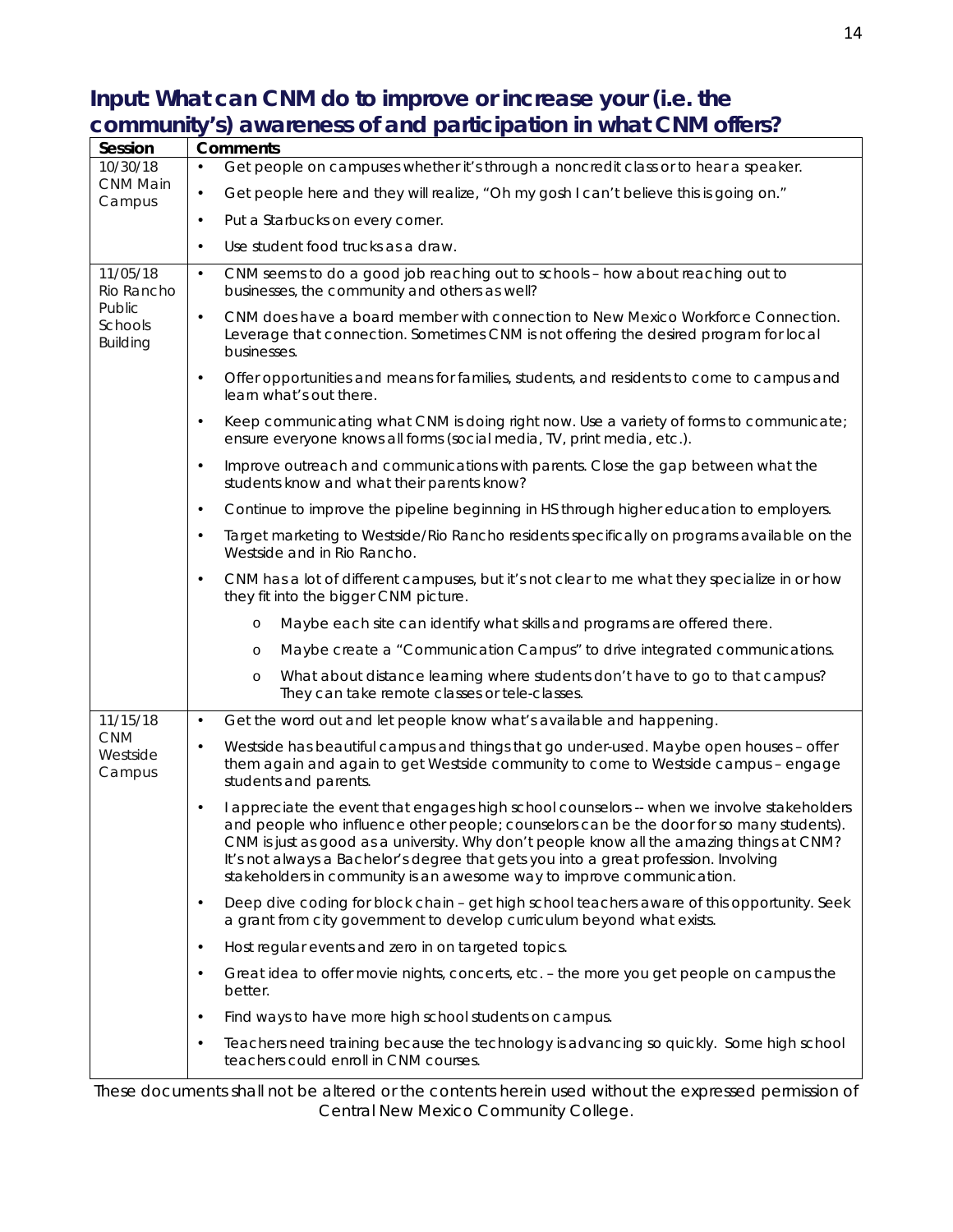## Input: What can CNM do to improve or increase your (i.e. the community's) awareness of and participation in what CNM offers?

| Session | Comments |
|---|---|
| 10/30/18 CNM Main Campus | • Get people on campuses whether it's through a noncredit class or to hear a speaker.<br>• Get people here and they will realize, "Oh my gosh I can't believe this is going on."<br>• Put a Starbucks on every corner.<br>• Use student food trucks as a draw. |
| 11/05/18 Rio Rancho Public Schools Building | • CNM seems to do a good job reaching out to schools – how about reaching out to businesses, the community and others as well?<br>• CNM does have a board member with connection to New Mexico Workforce Connection. Leverage that connection. Sometimes CNM is not offering the desired program for local businesses.<br>• Offer opportunities and means for families, students, and residents to come to campus and learn what's out there.<br>• Keep communicating what CNM is doing right now. Use a variety of forms to communicate; ensure everyone knows all forms (social media, TV, print media, etc.).<br>• Improve outreach and communications with parents. Close the gap between what the students know and what their parents know?<br>• Continue to improve the pipeline beginning in HS through higher education to employers.<br>• Target marketing to Westside/Rio Rancho residents specifically on programs available on the Westside and in Rio Rancho.<br>• CNM has a lot of different campuses, but it's not clear to me what they specialize in or how they fit into the bigger CNM picture.<br>o Maybe each site can identify what skills and programs are offered there.<br>o Maybe create a "Communication Campus" to drive integrated communications.<br>o What about distance learning where students don't have to go to that campus? They can take remote classes or tele-classes. |
| 11/15/18 CNM Westside Campus | • Get the word out and let people know what's available and happening.<br>• Westside has beautiful campus and things that go under-used. Maybe open houses – offer them again and again to get Westside community to come to Westside campus – engage students and parents.<br>• I appreciate the event that engages high school counselors -- when we involve stakeholders and people who influence other people; counselors can be the door for so many students). CNM is just as good as a university. Why don't people know all the amazing things at CNM? It's not always a Bachelor's degree that gets you into a great profession. Involving stakeholders in community is an awesome way to improve communication.<br>• Deep dive coding for block chain – get high school teachers aware of this opportunity. Seek a grant from city government to develop curriculum beyond what exists.<br>• Host regular events and zero in on targeted topics.<br>• Great idea to offer movie nights, concerts, etc. – the more you get people on campus the better.<br>• Find ways to have more high school students on campus.<br>• Teachers need training because the technology is advancing so quickly. Some high school teachers could enroll in CNM courses. |

*These documents shall not be altered or the contents herein used without the expressed permission of Central New Mexico Community College.*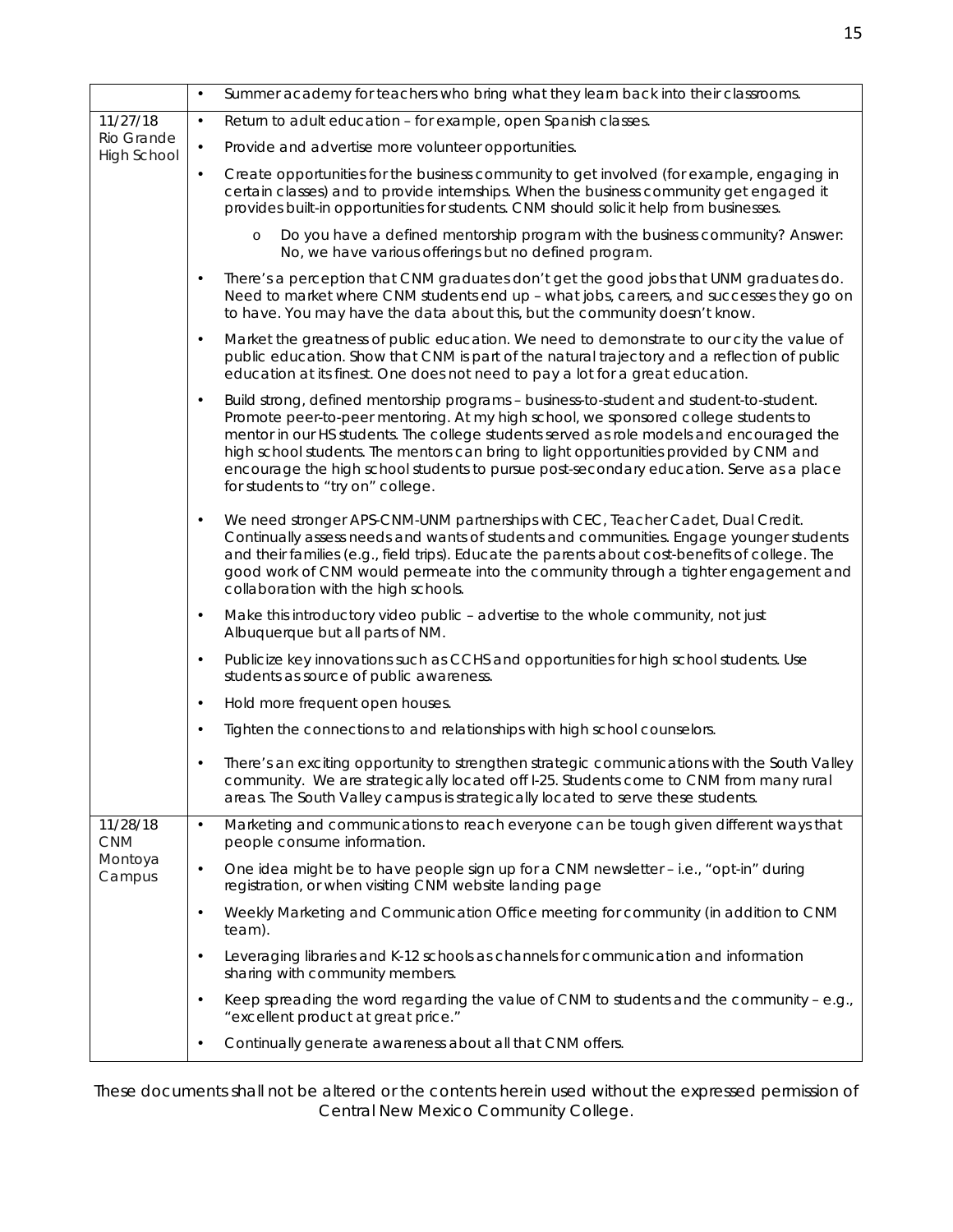| | |
|---|---|
| | • Summer academy for teachers who bring what they learn back into their classrooms. |
| 11/27/18 Rio Grande High School | • Return to adult education – for example, open Spanish classes. |
| | • Provide and advertise more volunteer opportunities. |
| | • Create opportunities for the business community to get involved (for example, engaging in certain classes) and to provide internships. When the business community get engaged it provides built-in opportunities for students. CNM should solicit help from businesses.<br>o Do you have a defined mentorship program with the business community? Answer: No, we have various offerings but no defined program. |
| | • There's a perception that CNM graduates don't get the good jobs that UNM graduates do. Need to market where CNM students end up – what jobs, careers, and successes they go on to have. You may have the data about this, but the community doesn't know. |
| | • Market the greatness of public education. We need to demonstrate to our city the value of public education. Show that CNM is part of the natural trajectory and a reflection of public education at its finest. One does not need to pay a lot for a great education. |
| | • Build strong, defined mentorship programs – business-to-student and student-to-student. Promote peer-to-peer mentoring. At my high school, we sponsored college students to mentor in our HS students. The college students served as role models and encouraged the high school students. The mentors can bring to light opportunities provided by CNM and encourage the high school students to pursue post-secondary education. Serve as a place for students to "try on" college. |
| | • We need stronger APS-CNM-UNM partnerships with CEC, Teacher Cadet, Dual Credit. Continually assess needs and wants of students and communities. Engage younger students and their families (e.g., field trips). Educate the parents about cost-benefits of college. The good work of CNM would permeate into the community through a tighter engagement and collaboration with the high schools. |
| | • Make this introductory video public – advertise to the whole community, not just Albuquerque but all parts of NM. |
| | • Publicize key innovations such as CCHS and opportunities for high school students. Use students as source of public awareness. |
| | • Hold more frequent open houses. |
| | • Tighten the connections to and relationships with high school counselors. |
| | • There's an exciting opportunity to strengthen strategic communications with the South Valley community. We are strategically located off I-25. Students come to CNM from many rural areas. The South Valley campus is strategically located to serve these students. |
| 11/28/18 CNM Montoya Campus | • Marketing and communications to reach everyone can be tough given different ways that people consume information. |
| | • One idea might be to have people sign up for a CNM newsletter – i.e., "opt-in" during registration, or when visiting CNM website landing page |
| | • Weekly Marketing and Communication Office meeting for community (in addition to CNM team). |
| | • Leveraging libraries and K-12 schools as channels for communication and information sharing with community members. |
| | • Keep spreading the word regarding the value of CNM to students and the community – e.g., "excellent product at great price." |
| | • Continually generate awareness about all that CNM offers. |

*These documents shall not be altered or the contents herein used without the expressed permission of Central New Mexico Community College.*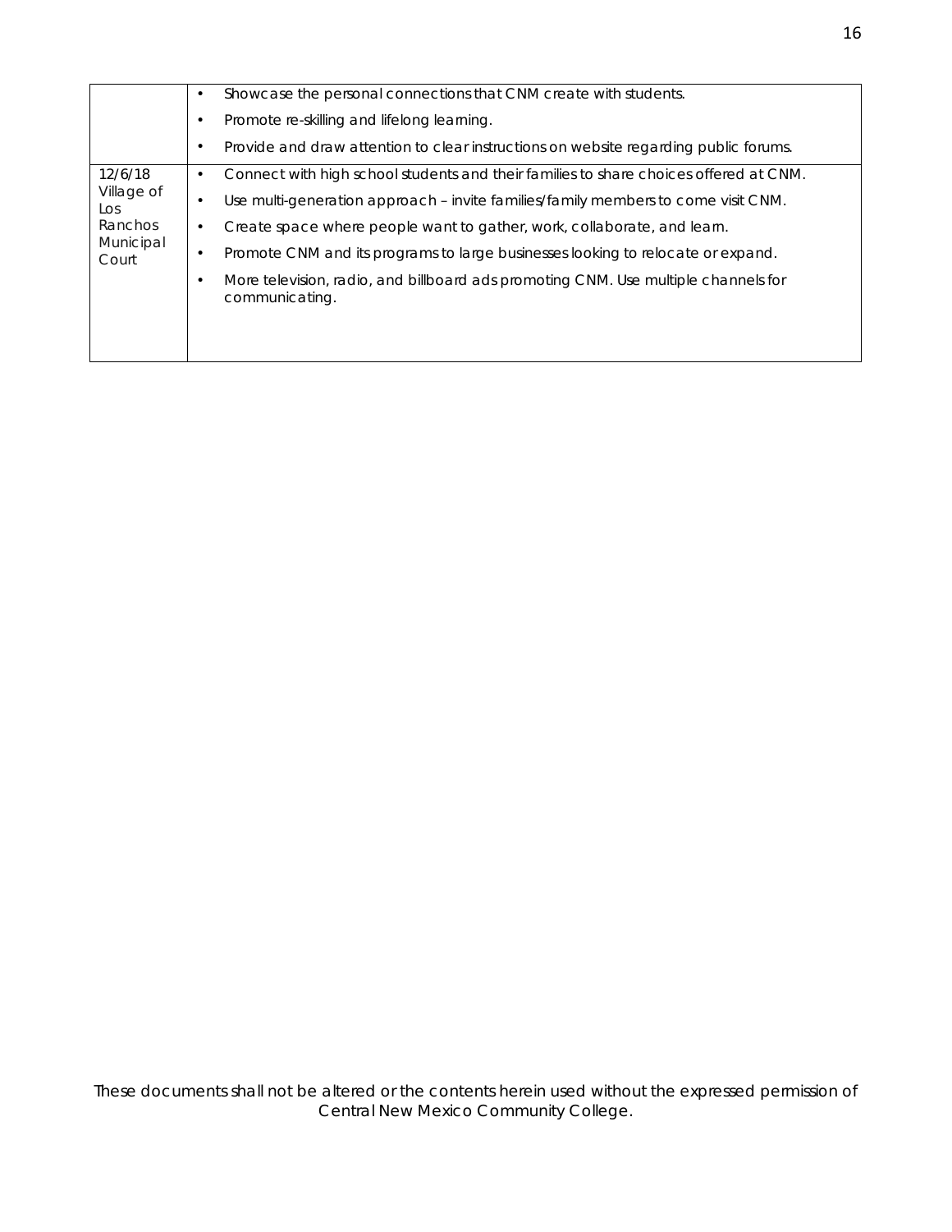| | |
|---|---|
| | • Showcase the personal connections that CNM create with students.<br>• Promote re-skilling and lifelong learning.<br>• Provide and draw attention to clear instructions on website regarding public forums. |
| 12/6/18 Village of Los Ranchos Municipal Court | • Connect with high school students and their families to share choices offered at CNM.<br>• Use multi-generation approach – invite families/family members to come visit CNM.<br>• Create space where people want to gather, work, collaborate, and learn.<br>• Promote CNM and its programs to large businesses looking to relocate or expand.<br>• More television, radio, and billboard ads promoting CNM. Use multiple channels for communicating. |

These documents shall not be altered or the contents herein used without the expressed permission of Central New Mexico Community College.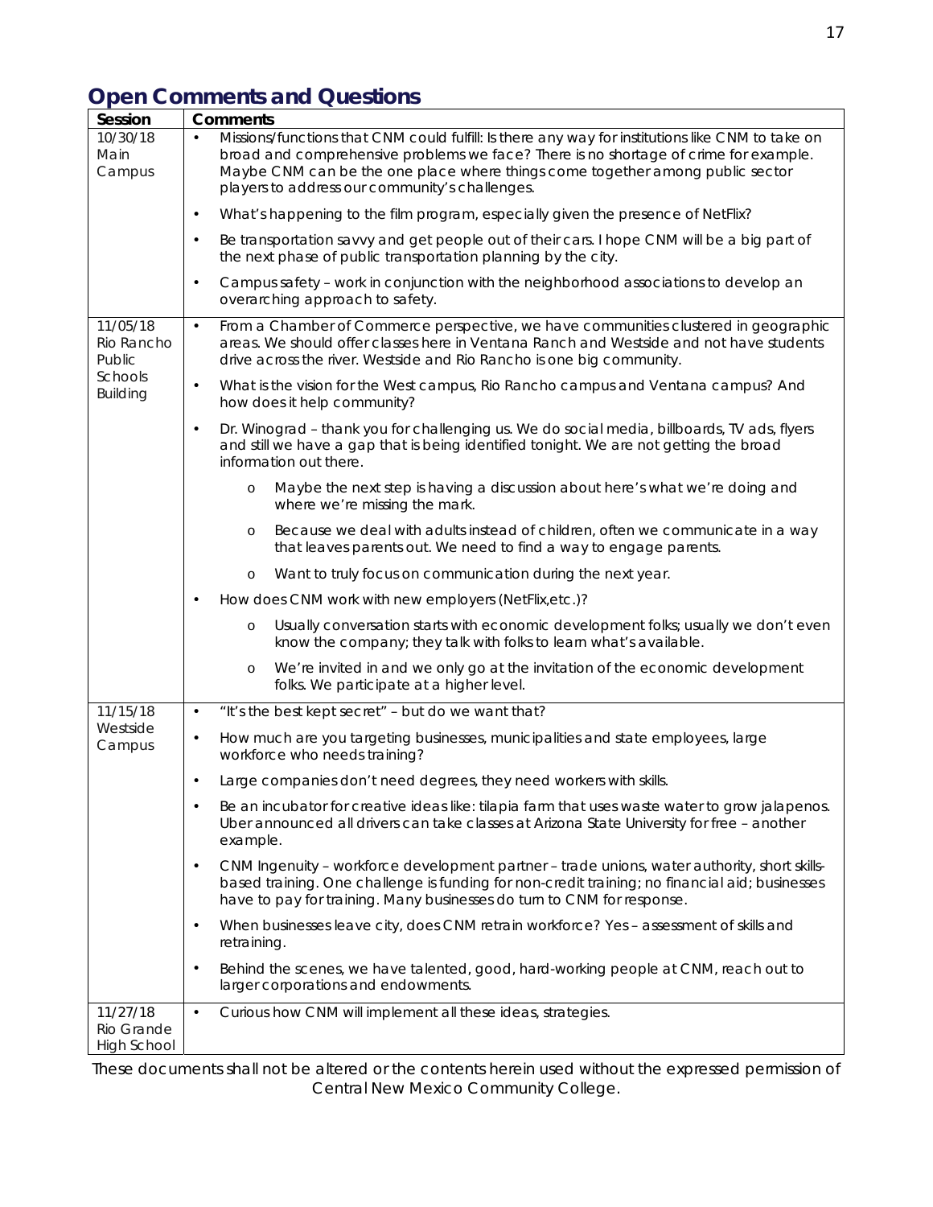## Open Comments and Questions

| Session | Comments |
|---|---|
| 10/30/18 Main Campus | • Missions/functions that CNM could fulfill: Is there any way for institutions like CNM to take on broad and comprehensive problems we face? There is no shortage of crime for example. Maybe CNM can be the one place where things come together among public sector players to address our community's challenges.<br>• What's happening to the film program, especially given the presence of NetFlix?<br>• Be transportation savvy and get people out of their cars. I hope CNM will be a big part of the next phase of public transportation planning by the city.<br>• Campus safety – work in conjunction with the neighborhood associations to develop an overarching approach to safety. |
| 11/05/18 Rio Rancho Public Schools Building | • From a Chamber of Commerce perspective, we have communities clustered in geographic areas. We should offer classes here in Ventana Ranch and Westside and not have students drive across the river. Westside and Rio Rancho is one big community.<br>• What is the vision for the West campus, Rio Rancho campus and Ventana campus? And how does it help community?<br>• Dr. Winograd – thank you for challenging us. We do social media, billboards, TV ads, flyers and still we have a gap that is being identified tonight. We are not getting the broad information out there.<br>&nbsp;&nbsp;&nbsp;&nbsp;o Maybe the next step is having a discussion about here's what we're doing and where we're missing the mark.<br>&nbsp;&nbsp;&nbsp;&nbsp;o Because we deal with adults instead of children, often we communicate in a way that leaves parents out. We need to find a way to engage parents.<br>&nbsp;&nbsp;&nbsp;&nbsp;o Want to truly focus on communication during the next year.<br>• How does CNM work with new employers (NetFlix,etc.)?<br>&nbsp;&nbsp;&nbsp;&nbsp;o Usually conversation starts with economic development folks; usually we don't even know the company; they talk with folks to learn what's available.<br>&nbsp;&nbsp;&nbsp;&nbsp;o We're invited in and we only go at the invitation of the economic development folks. We participate at a higher level. |
| 11/15/18 Westside Campus | • "It's the best kept secret" – but do we want that?<br>• How much are you targeting businesses, municipalities and state employees, large workforce who needs training?<br>• Large companies don't need degrees, they need workers with skills.<br>• Be an incubator for creative ideas like: tilapia farm that uses waste water to grow jalapenos. Uber announced all drivers can take classes at Arizona State University for free – another example.<br>• CNM Ingenuity – workforce development partner – trade unions, water authority, short skills-based training. One challenge is funding for non-credit training; no financial aid; businesses have to pay for training. Many businesses do turn to CNM for response.<br>• When businesses leave city, does CNM retrain workforce? Yes – assessment of skills and retraining.<br>• Behind the scenes, we have talented, good, hard-working people at CNM, reach out to larger corporations and endowments. |
| 11/27/18 Rio Grande High School | • Curious how CNM will implement all these ideas, strategies. |

These documents shall not be altered or the contents herein used without the expressed permission of Central New Mexico Community College.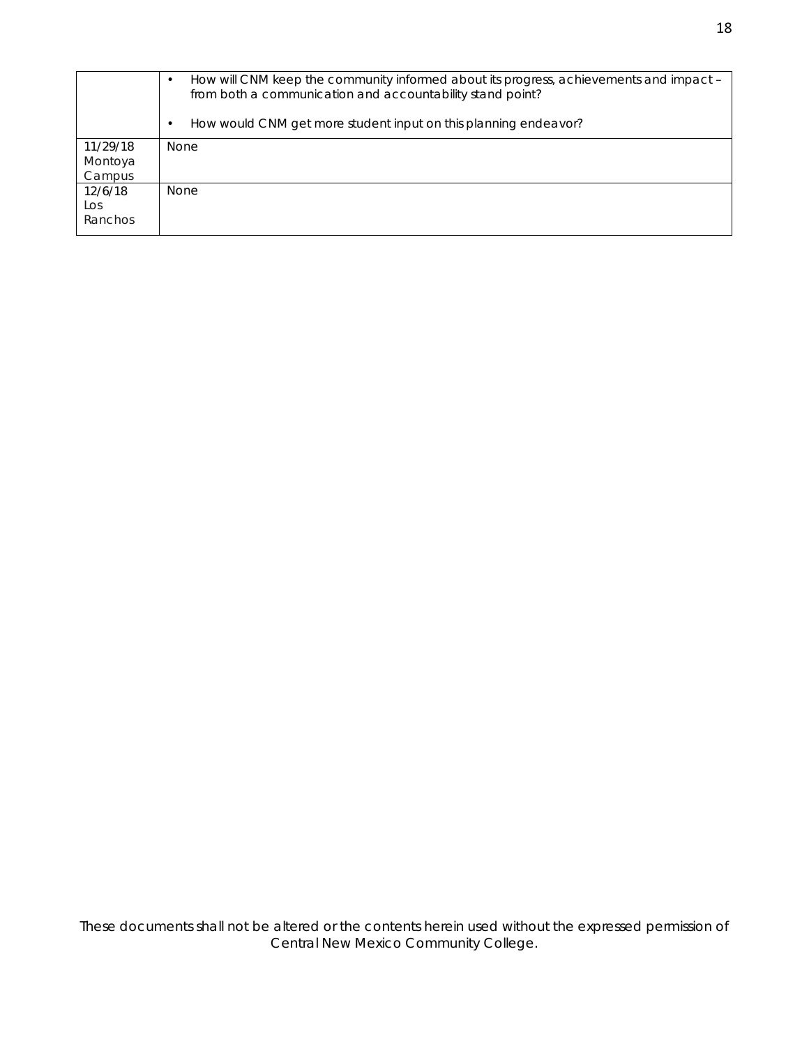| | |
|---|---|
| | • How will CNM keep the community informed about its progress, achievements and impact – from both a communication and accountability stand point?<br><br>• How would CNM get more student input on this planning endeavor? |
| 11/29/18 Montoya Campus | None |
| 12/6/18 Los Ranchos | None |

These documents shall not be altered or the contents herein used without the expressed permission of Central New Mexico Community College.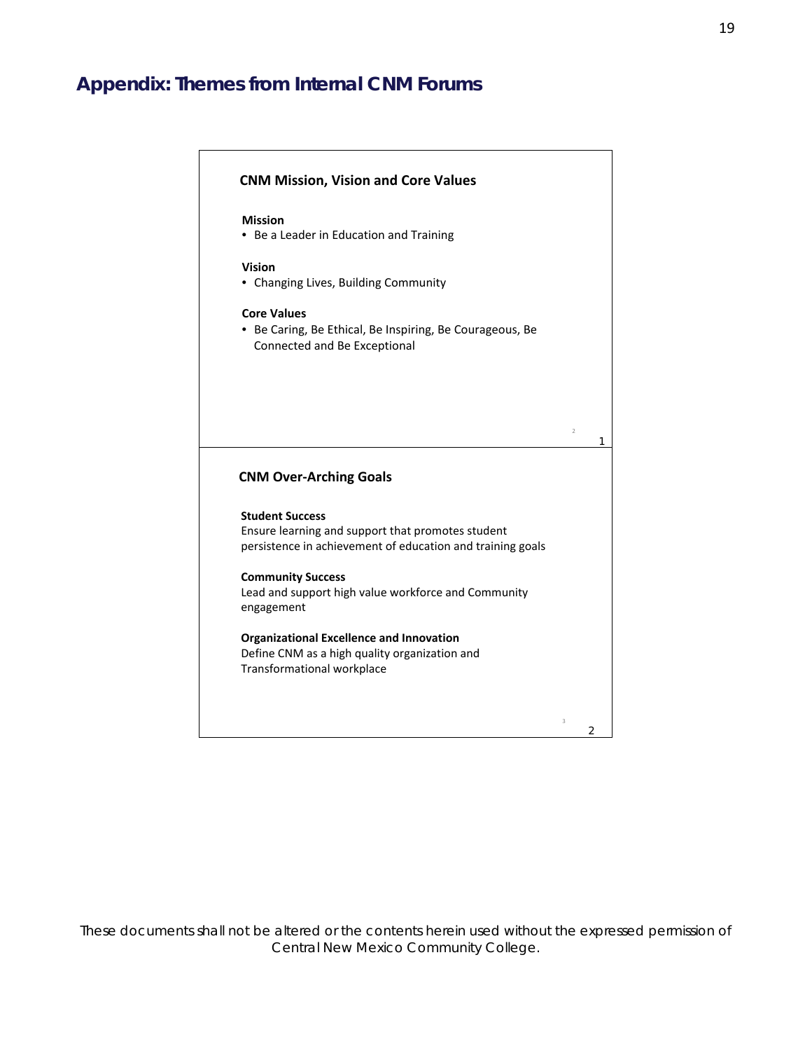# Appendix: Themes from Internal CNM Forums

### CNM Mission, Vision and Core Values

**Mission**

- Be a Leader in Education and Training

**Vision**

- Changing Lives, Building Community

**Core Values**

- Be Caring, Be Ethical, Be Inspiring, Be Courageous, Be Connected and Be Exceptional

### CNM Over-Arching Goals

**Student Success**
Ensure learning and support that promotes student persistence in achievement of education and training goals

**Community Success**
Lead and support high value workforce and Community engagement

**Organizational Excellence and Innovation**
Define CNM as a high quality organization and Transformational workplace

*These documents shall not be altered or the contents herein used without the expressed permission of Central New Mexico Community College.*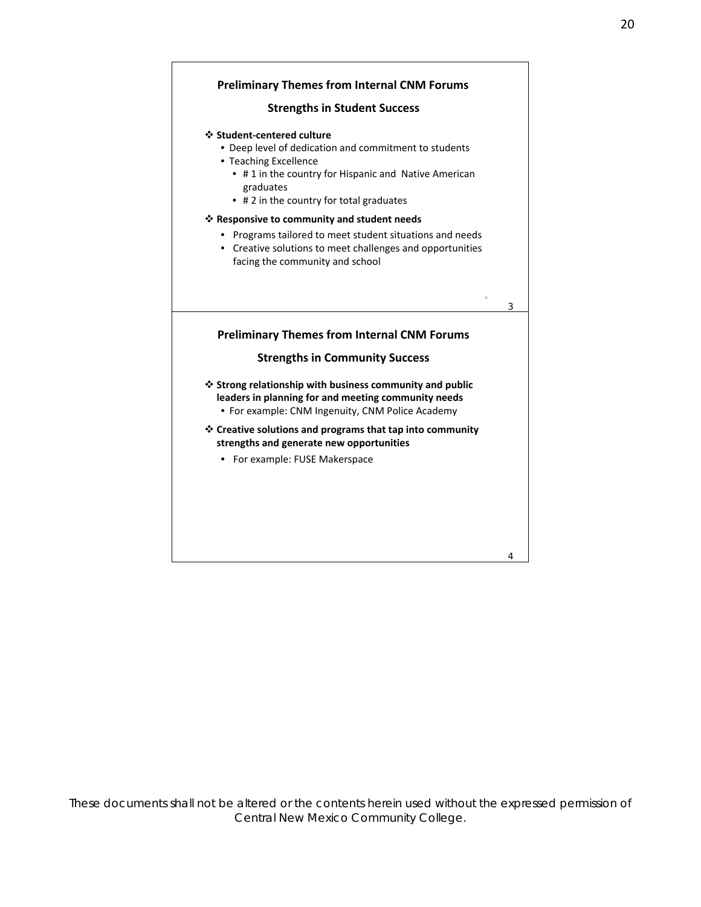## Preliminary Themes from Internal CNM Forums

### Strengths in Student Success

❖ **Student-centered culture**

- Deep level of dedication and commitment to students
- Teaching Excellence
  - # 1 in the country for Hispanic and Native American graduates
  - # 2 in the country for total graduates

❖ **Responsive to community and student needs**

- Programs tailored to meet student situations and needs
- Creative solutions to meet challenges and opportunities facing the community and school

## Preliminary Themes from Internal CNM Forums

### Strengths in Community Success

❖ **Strong relationship with business community and public leaders in planning for and meeting community needs**

- For example: CNM Ingenuity, CNM Police Academy

❖ **Creative solutions and programs that tap into community strengths and generate new opportunities**

- For example: FUSE Makerspace

*These documents shall not be altered or the contents herein used without the expressed permission of Central New Mexico Community College.*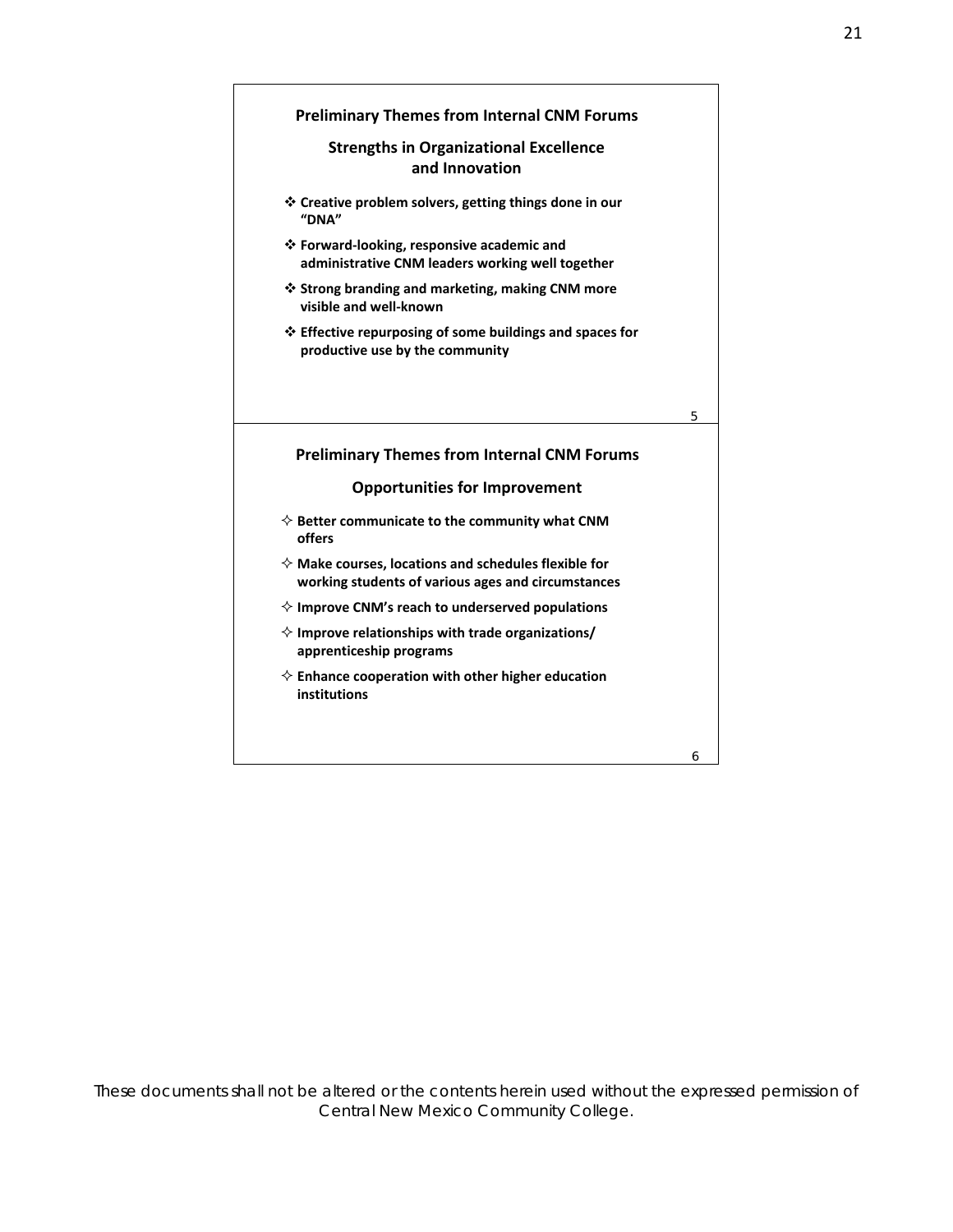## Preliminary Themes from Internal CNM Forums

### Strengths in Organizational Excellence and Innovation

- ❖ **Creative problem solvers, getting things done in our "DNA"**
- ❖ **Forward-looking, responsive academic and administrative CNM leaders working well together**
- ❖ **Strong branding and marketing, making CNM more visible and well-known**
- ❖ **Effective repurposing of some buildings and spaces for productive use by the community**

5

## Preliminary Themes from Internal CNM Forums

### Opportunities for Improvement

- ✧ **Better communicate to the community what CNM offers**
- ✧ **Make courses, locations and schedules flexible for working students of various ages and circumstances**
- ✧ **Improve CNM's reach to underserved populations**
- ✧ **Improve relationships with trade organizations/ apprenticeship programs**
- ✧ **Enhance cooperation with other higher education institutions**

6

*These documents shall not be altered or the contents herein used without the expressed permission of Central New Mexico Community College.*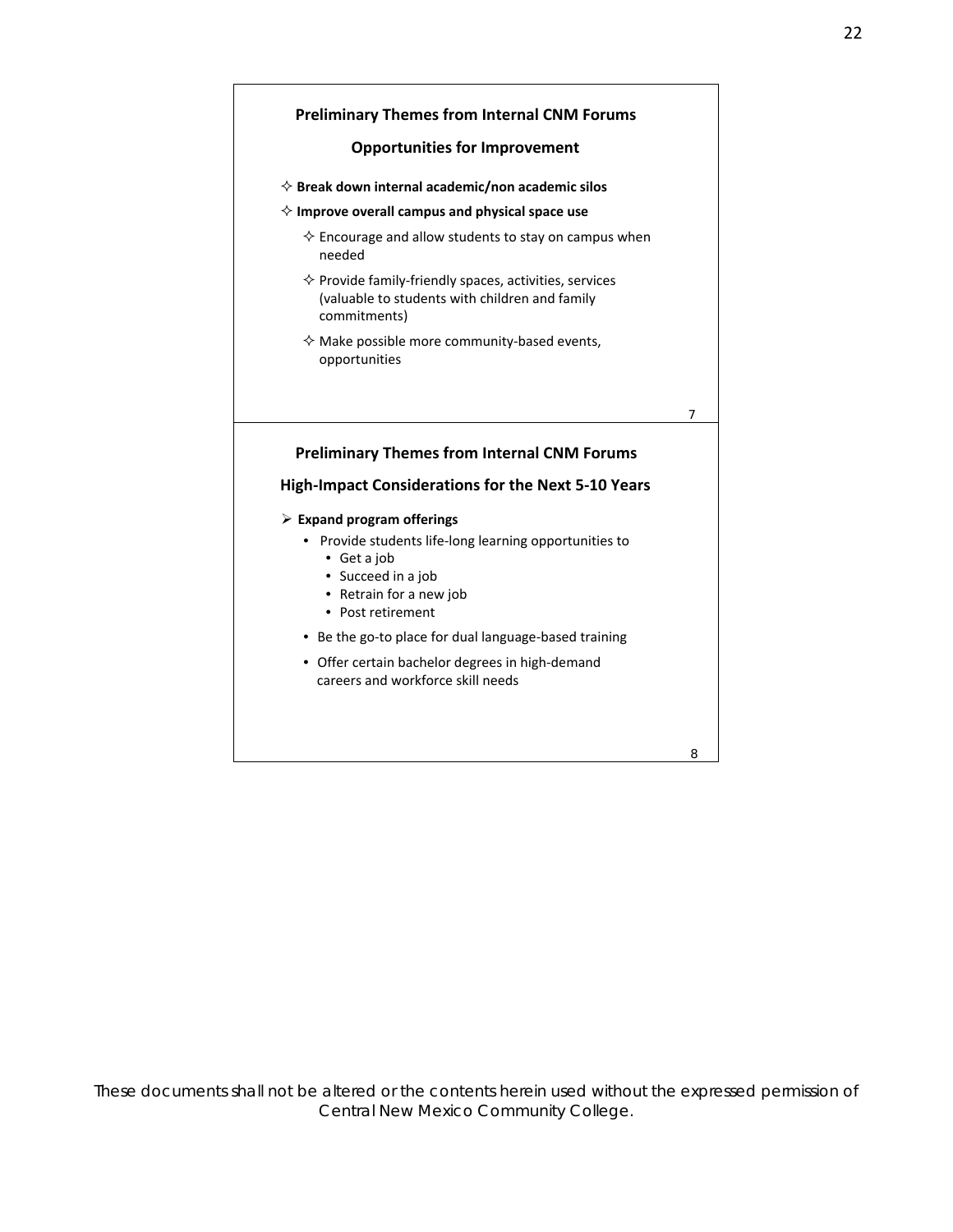## Preliminary Themes from Internal CNM Forums

### Opportunities for Improvement

- **Break down internal academic/non academic silos**
- **Improve overall campus and physical space use**
  - Encourage and allow students to stay on campus when needed
  - Provide family-friendly spaces, activities, services (valuable to students with children and family commitments)
  - Make possible more community-based events, opportunities

7

## Preliminary Themes from Internal CNM Forums

### High-Impact Considerations for the Next 5-10 Years

- **Expand program offerings**
  - Provide students life-long learning opportunities to
    - Get a job
    - Succeed in a job
    - Retrain for a new job
    - Post retirement
  - Be the go-to place for dual language-based training
  - Offer certain bachelor degrees in high-demand careers and workforce skill needs

8

*These documents shall not be altered or the contents herein used without the expressed permission of Central New Mexico Community College.*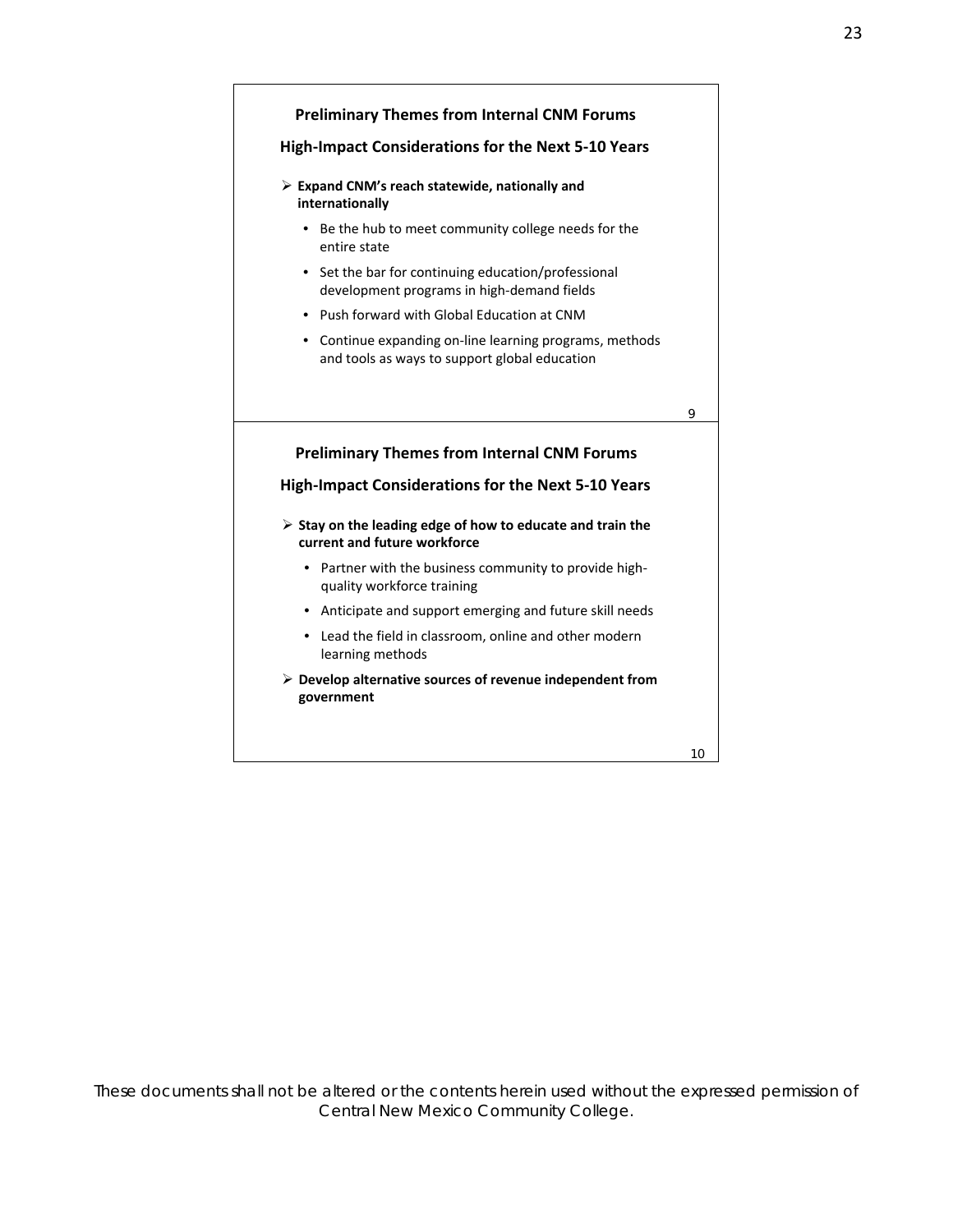## Preliminary Themes from Internal CNM Forums

### High-Impact Considerations for the Next 5-10 Years

- **Expand CNM's reach statewide, nationally and internationally**
  - Be the hub to meet community college needs for the entire state
  - Set the bar for continuing education/professional development programs in high-demand fields
  - Push forward with Global Education at CNM
  - Continue expanding on-line learning programs, methods and tools as ways to support global education

## Preliminary Themes from Internal CNM Forums

### High-Impact Considerations for the Next 5-10 Years

- **Stay on the leading edge of how to educate and train the current and future workforce**
  - Partner with the business community to provide high-quality workforce training
  - Anticipate and support emerging and future skill needs
  - Lead the field in classroom, online and other modern learning methods
- **Develop alternative sources of revenue independent from government**

*These documents shall not be altered or the contents herein used without the expressed permission of Central New Mexico Community College.*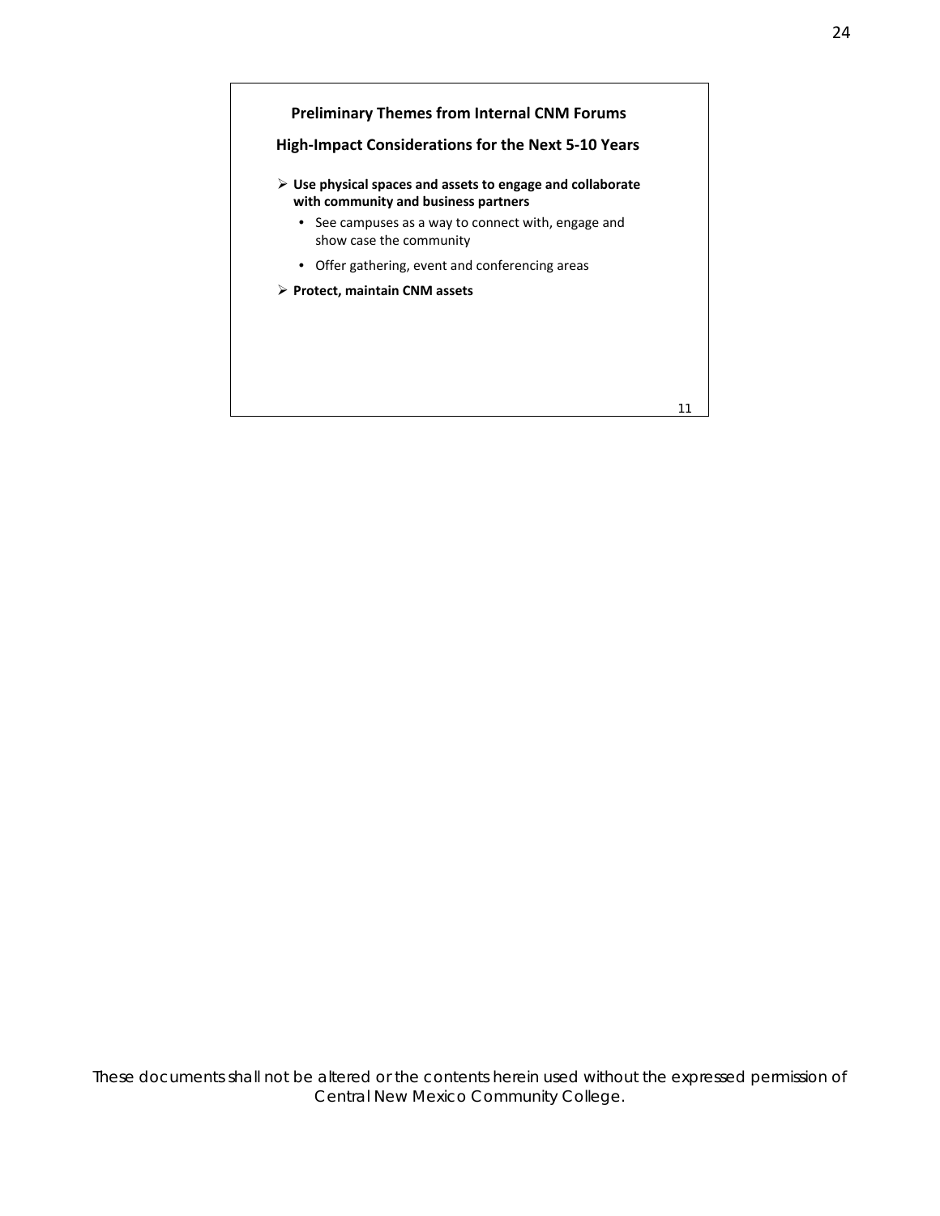**Preliminary Themes from Internal CNM Forums**

**High-Impact Considerations for the Next 5-10 Years**

- **Use physical spaces and assets to engage and collaborate with community and business partners**
  - See campuses as a way to connect with, engage and show case the community
  - Offer gathering, event and conferencing areas
- **Protect, maintain CNM assets**

11

These documents shall not be altered or the contents herein used without the expressed permission of Central New Mexico Community College.